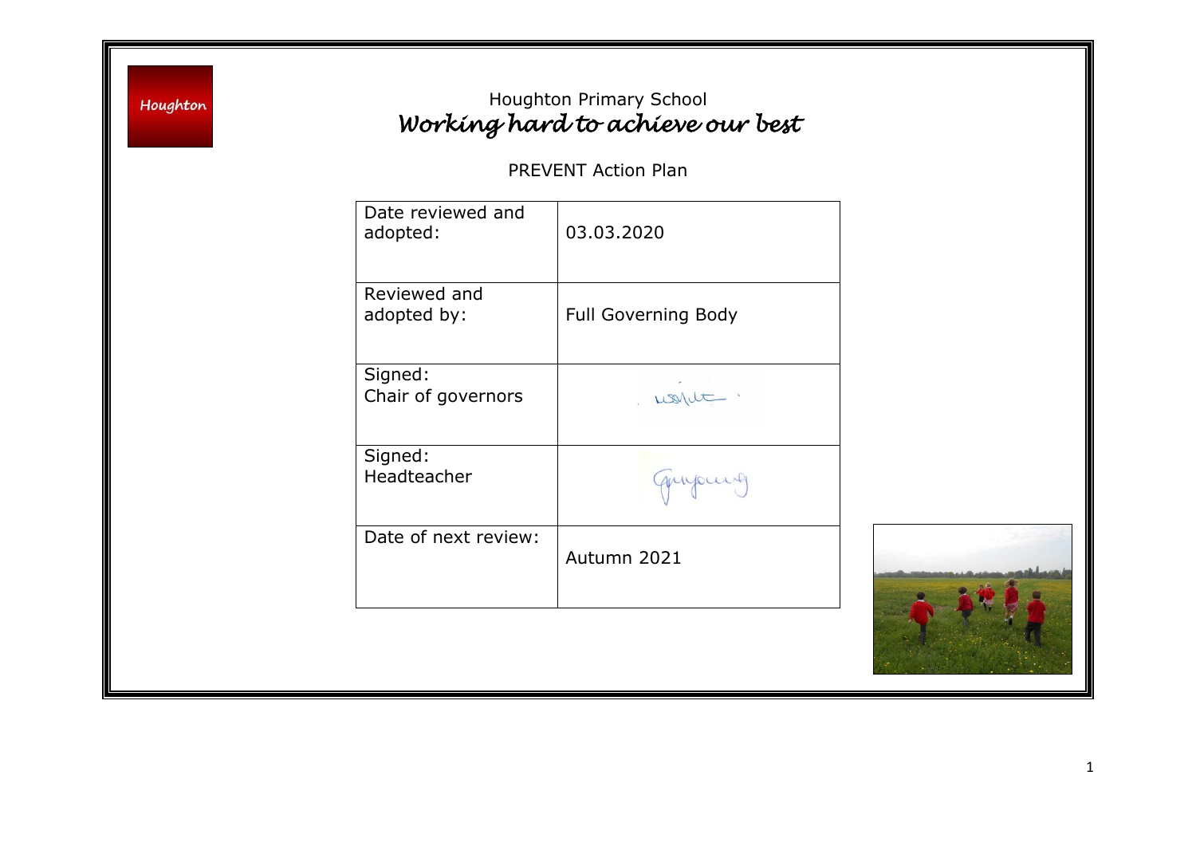Houghton

# Houghton Primary School

## *Working hard to achieve our best*

PREVENT Action Plan

| | |
|---|---|
| Date reviewed and adopted: | 03.03.2020 |
| Reviewed and adopted by: | Full Governing Body |
| Signed: Chair of governors | |
| Signed: Headteacher | |
| Date of next review: | Autumn 2021 |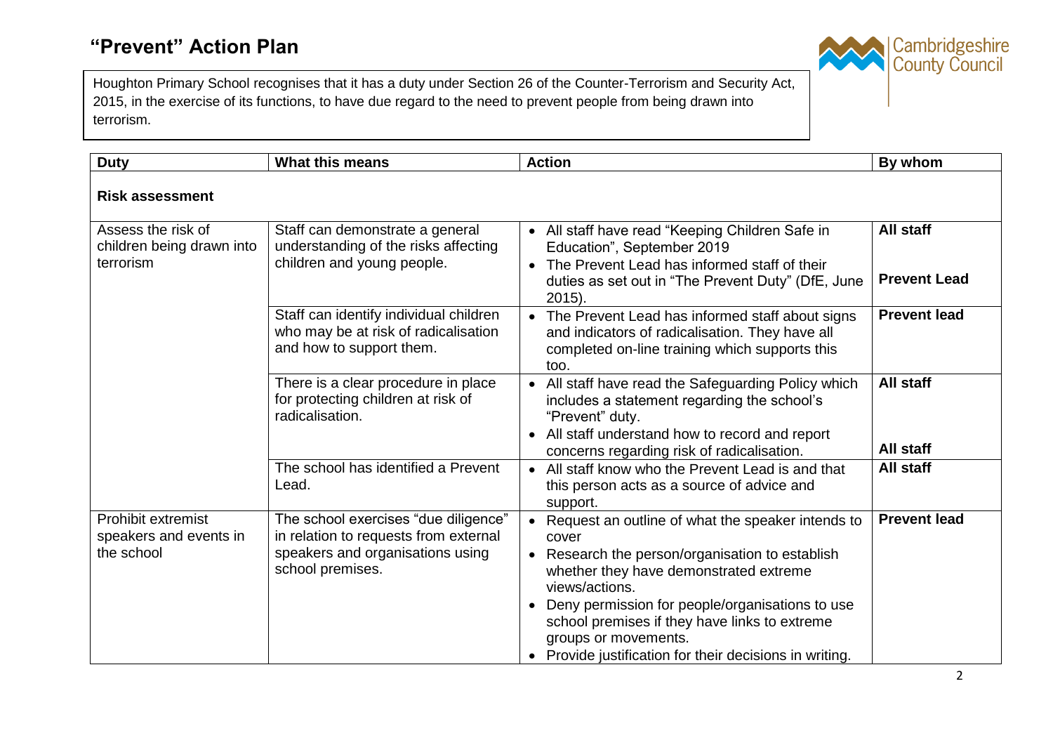# "Prevent" Action Plan

Houghton Primary School recognises that it has a duty under Section 26 of the Counter-Terrorism and Security Act, 2015, in the exercise of its functions, to have due regard to the need to prevent people from being drawn into terrorism.

| Duty | What this means | Action | By whom |
|---|---|---|---|
| **Risk assessment** | | | |
| Assess the risk of children being drawn into terrorism | Staff can demonstrate a general understanding of the risks affecting children and young people. | • All staff have read "Keeping Children Safe in Education", September 2019<br>• The Prevent Lead has informed staff of their duties as set out in "The Prevent Duty" (DfE, June 2015). | **All staff**<br><br>**Prevent Lead** |
| | Staff can identify individual children who may be at risk of radicalisation and how to support them. | • The Prevent Lead has informed staff about signs and indicators of radicalisation. They have all completed on-line training which supports this too. | **Prevent lead** |
| | There is a clear procedure in place for protecting children at risk of radicalisation. | • All staff have read the Safeguarding Policy which includes a statement regarding the school's "Prevent" duty.<br>• All staff understand how to record and report concerns regarding risk of radicalisation. | **All staff**<br><br>**All staff** |
| | The school has identified a Prevent Lead. | • All staff know who the Prevent Lead is and that this person acts as a source of advice and support. | **All staff** |
| Prohibit extremist speakers and events in the school | The school exercises "due diligence" in relation to requests from external speakers and organisations using school premises. | • Request an outline of what the speaker intends to cover<br>• Research the person/organisation to establish whether they have demonstrated extreme views/actions.<br>• Deny permission for people/organisations to use school premises if they have links to extreme groups or movements.<br>• Provide justification for their decisions in writing. | **Prevent lead** |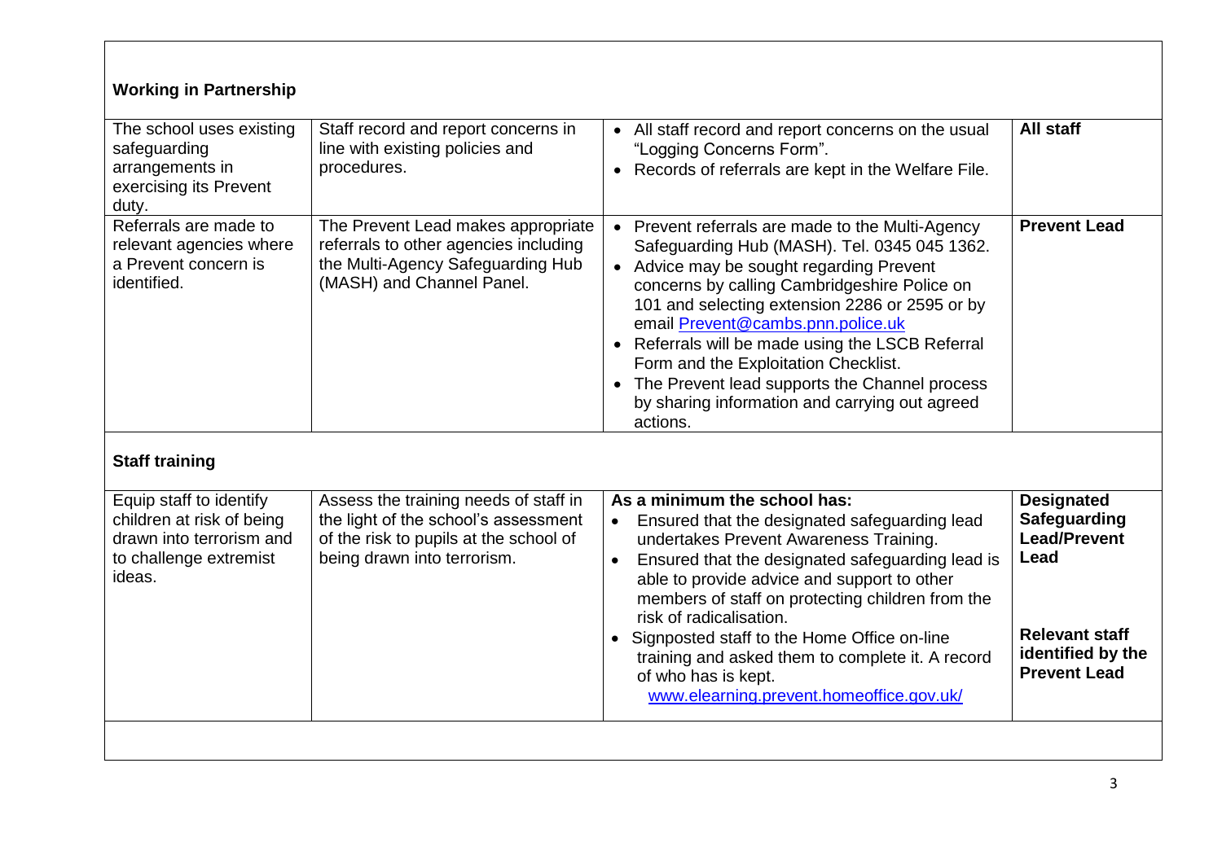**Working in Partnership**

| | | | |
|---|---|---|---|
| The school uses existing safeguarding arrangements in exercising its Prevent duty. | Staff record and report concerns in line with existing policies and procedures. | • All staff record and report concerns on the usual "Logging Concerns Form".<br>• Records of referrals are kept in the Welfare File. | **All staff** |
| Referrals are made to relevant agencies where a Prevent concern is identified. | The Prevent Lead makes appropriate referrals to other agencies including the Multi-Agency Safeguarding Hub (MASH) and Channel Panel. | • Prevent referrals are made to the Multi-Agency Safeguarding Hub (MASH). Tel. 0345 045 1362.<br>• Advice may be sought regarding Prevent concerns by calling Cambridgeshire Police on 101 and selecting extension 2286 or 2595 or by email Prevent@cambs.pnn.police.uk<br>• Referrals will be made using the LSCB Referral Form and the Exploitation Checklist.<br>• The Prevent lead supports the Channel process by sharing information and carrying out agreed actions. | **Prevent Lead** |

**Staff training**

| | | | |
|---|---|---|---|
| Equip staff to identify children at risk of being drawn into terrorism and to challenge extremist ideas. | Assess the training needs of staff in the light of the school's assessment of the risk to pupils at the school of being drawn into terrorism. | **As a minimum the school has:**<br>• Ensured that the designated safeguarding lead undertakes Prevent Awareness Training.<br>• Ensured that the designated safeguarding lead is able to provide advice and support to other members of staff on protecting children from the risk of radicalisation.<br>• Signposted staff to the Home Office on-line training and asked them to complete it. A record of who has is kept. www.elearning.prevent.homeoffice.gov.uk/ | **Designated Safeguarding Lead/Prevent Lead**<br><br>**Relevant staff identified by the Prevent Lead** |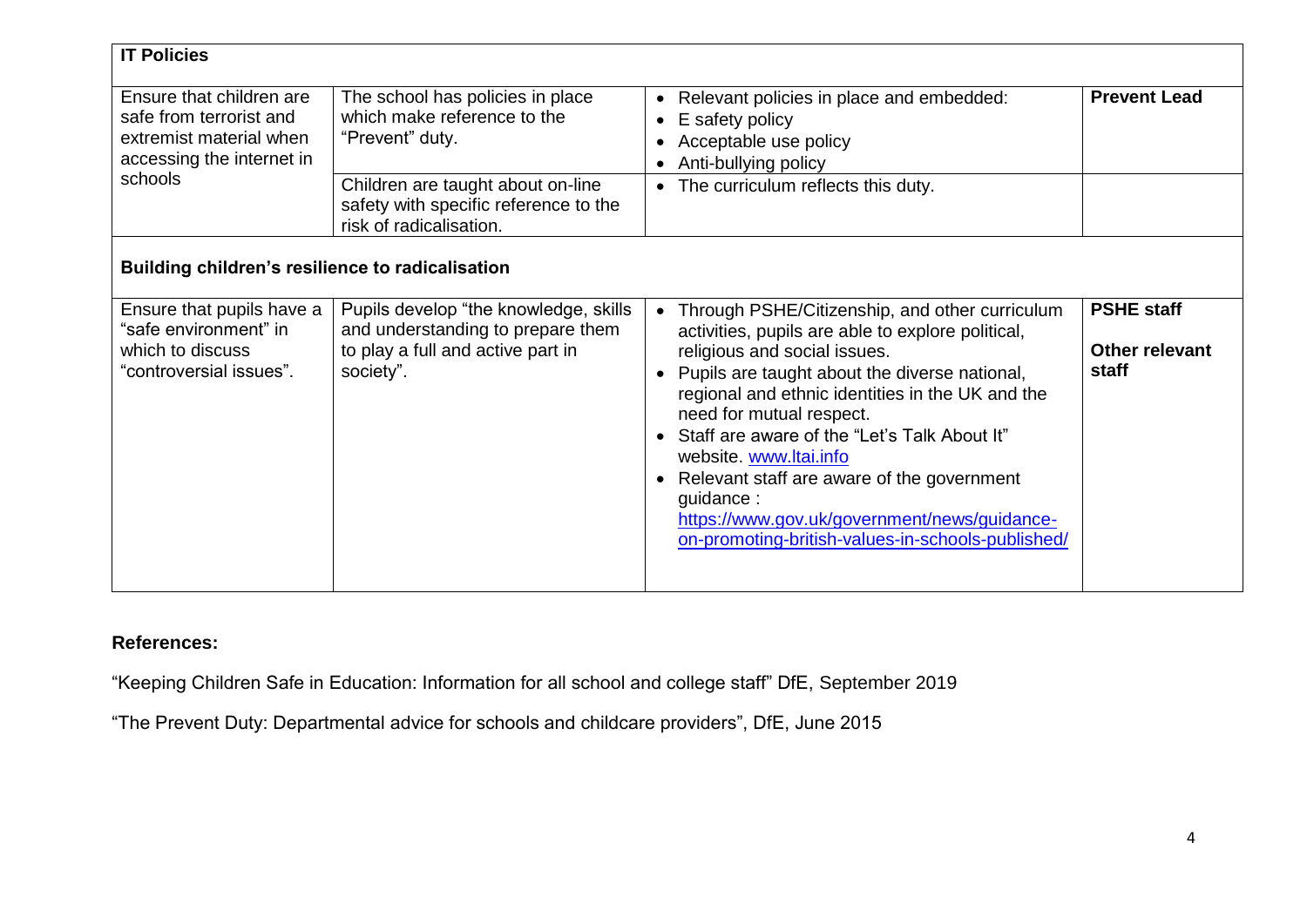| | | | |
|---|---|---|---|
| **IT Policies** | | | |
| Ensure that children are safe from terrorist and extremist material when accessing the internet in schools | The school has policies in place which make reference to the "Prevent" duty. | • Relevant policies in place and embedded:<br>• E safety policy<br>• Acceptable use policy<br>• Anti-bullying policy | **Prevent Lead** |
| | Children are taught about on-line safety with specific reference to the risk of radicalisation. | • The curriculum reflects this duty. | |
| **Building children's resilience to radicalisation** | | | |
| Ensure that pupils have a "safe environment" in which to discuss "controversial issues". | Pupils develop "the knowledge, skills and understanding to prepare them to play a full and active part in society". | • Through PSHE/Citizenship, and other curriculum activities, pupils are able to explore political, religious and social issues.<br>• Pupils are taught about the diverse national, regional and ethnic identities in the UK and the need for mutual respect.<br>• Staff are aware of the "Let's Talk About It" website. www.ltai.info<br>• Relevant staff are aware of the government guidance : https://www.gov.uk/government/news/guidance-on-promoting-british-values-in-schools-published/ | **PSHE staff**<br><br>**Other relevant staff** |

**References:**

"Keeping Children Safe in Education: Information for all school and college staff" DfE, September 2019

"The Prevent Duty: Departmental advice for schools and childcare providers", DfE, June 2015